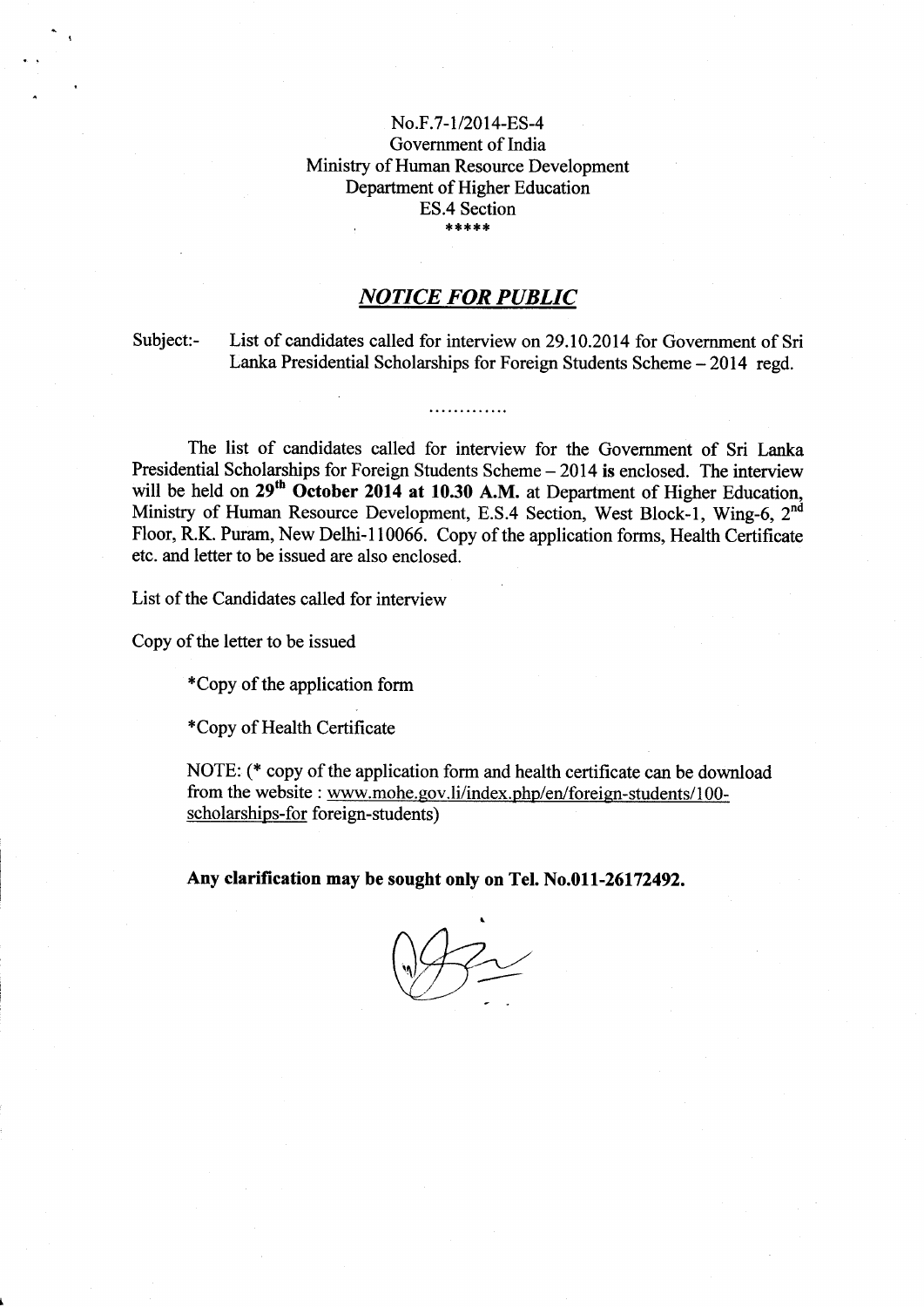No.F.7-1/2014-ES-4
Government of India
Ministry of Human Resource Development
Department of Higher Education
ES.4 Section
*****

## *NOTICE FOR PUBLIC*

Subject:- List of candidates called for interview on 29.10.2014 for Government of Sri Lanka Presidential Scholarships for Foreign Students Scheme – 2014 regd.

.............

The list of candidates called for interview for the Government of Sri Lanka Presidential Scholarships for Foreign Students Scheme – 2014 **is** enclosed. The interview will be held on **29th October 2014 at 10.30 A.M.** at Department of Higher Education, Ministry of Human Resource Development, E.S.4 Section, West Block-1, Wing-6, 2nd Floor, R.K. Puram, New Delhi-110066. Copy of the application forms, Health Certificate etc. and letter to be issued are also enclosed.

List of the Candidates called for interview

Copy of the letter to be issued

*Copy of the application form

*Copy of Health Certificate

NOTE: (* copy of the application form and health certificate can be download from the website : www.mohe.gov.li/index.php/en/foreign-students/100-scholarships-for foreign-students)

**Any clarification may be sought only on Tel. No.011-26172492.**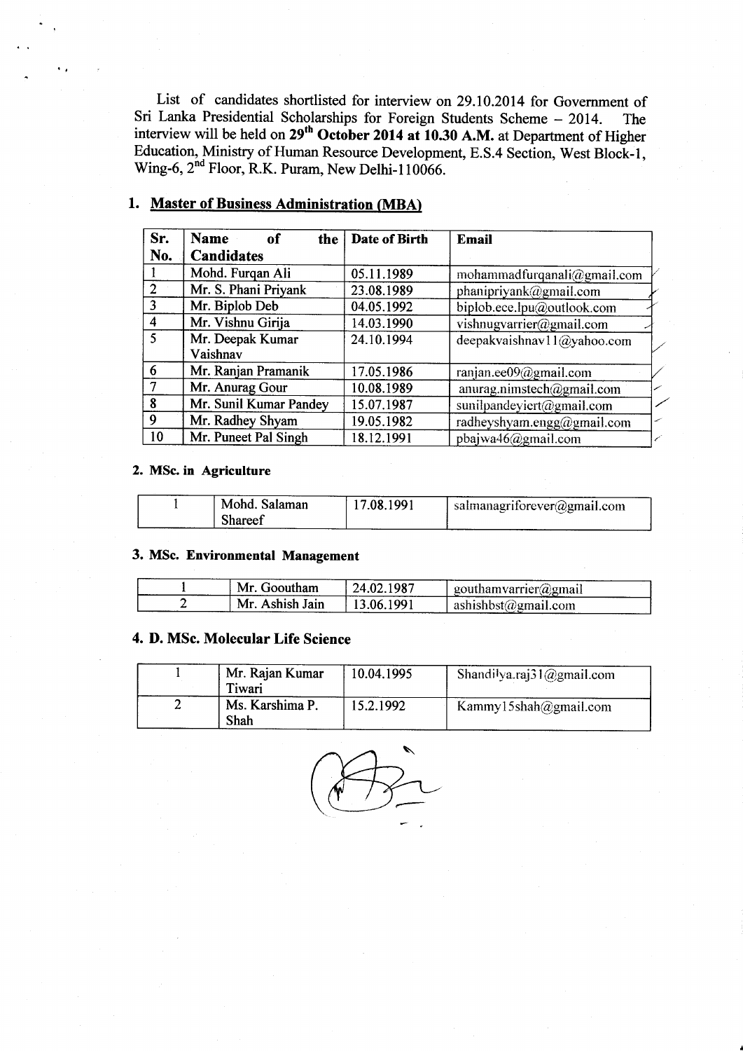List of candidates shortlisted for interview on 29.10.2014 for Government of Sri Lanka Presidential Scholarships for Foreign Students Scheme – 2014. The interview will be held on **29th October 2014 at 10.30 A.M.** at Department of Higher Education, Ministry of Human Resource Development, E.S.4 Section, West Block-1, Wing-6, 2nd Floor, R.K. Puram, New Delhi-110066.

## 1. Master of Business Administration (MBA)

| Sr. No. | Name of the Candidates | Date of Birth | Email |
|---|---|---|---|
| 1 | Mohd. Furqan Ali | 05.11.1989 | mohammadfurqanali@gmail.com |
| 2 | Mr. S. Phani Priyank | 23.08.1989 | phanipriyank@gmail.com |
| 3 | Mr. Biplob Deb | 04.05.1992 | biplob.ece.lpu@outlook.com |
| 4 | Mr. Vishnu Girija | 14.03.1990 | vishnugvarrier@gmail.com |
| 5 | Mr. Deepak Kumar Vaishnav | 24.10.1994 | deepakvaishnav11@yahoo.com |
| 6 | Mr. Ranjan Pramanik | 17.05.1986 | ranjan.ee09@gmail.com |
| 7 | Mr. Anurag Gour | 10.08.1989 | anurag.nimstech@gmail.com |
| 8 | Mr. Sunil Kumar Pandey | 15.07.1987 | sunilpandeyiert@gmail.com |
| 9 | Mr. Radhey Shyam | 19.05.1982 | radheyshyam.engg@gmail.com |
| 10 | Mr. Puneet Pal Singh | 18.12.1991 | pbajwa46@gmail.com |

## 2. MSc. in Agriculture

| | | | |
|---|---|---|---|
| 1 | Mohd. Salaman Shareef | 17.08.1991 | salmanagriforever@gmail.com |

## 3. MSc. Environmental Management

| | | | |
|---|---|---|---|
| 1 | Mr. Gooutham | 24.02.1987 | gouthamvarrier@gmail |
| 2 | Mr. Ashish Jain | 13.06.1991 | ashishbst@gmail.com |

## 4. D. MSc. Molecular Life Science

| | | | |
|---|---|---|---|
| 1 | Mr. Rajan Kumar Tiwari | 10.04.1995 | Shandilya.raj31@gmail.com |
| 2 | Ms. Karshima P. Shah | 15.2.1992 | Kammy15shah@gmail.com |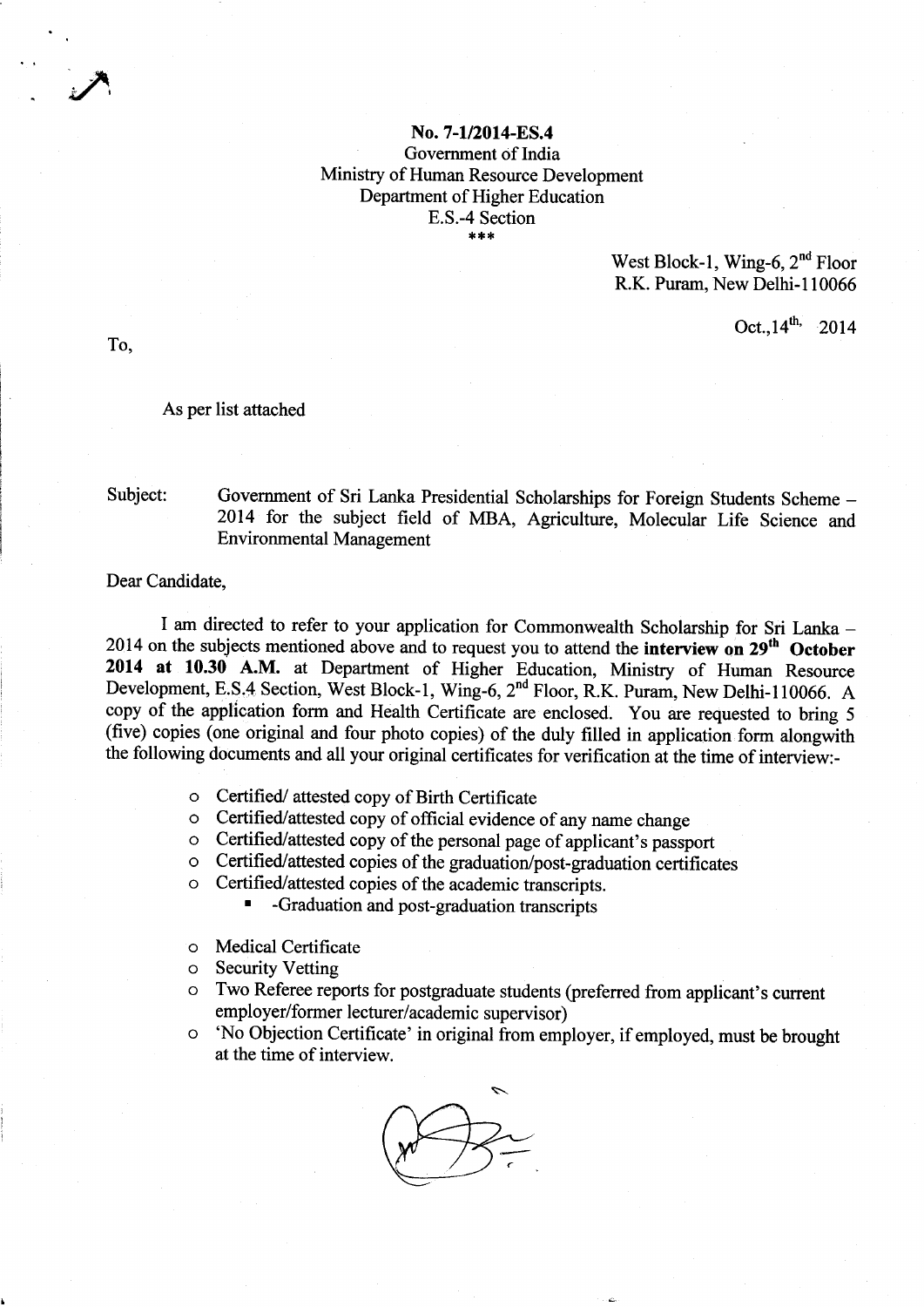**No. 7-1/2014-ES.4**
Government of India
Ministry of Human Resource Development
Department of Higher Education
E.S.-4 Section
\*\*\*

West Block-1, Wing-6, 2nd Floor
R.K. Puram, New Delhi-110066

Oct.,14th, 2014

To,

As per list attached

Subject: Government of Sri Lanka Presidential Scholarships for Foreign Students Scheme – 2014 for the subject field of MBA, Agriculture, Molecular Life Science and Environmental Management

Dear Candidate,

I am directed to refer to your application for Commonwealth Scholarship for Sri Lanka – 2014 on the subjects mentioned above and to request you to attend the **interview on 29th October 2014 at 10.30 A.M.** at Department of Higher Education, Ministry of Human Resource Development, E.S.4 Section, West Block-1, Wing-6, 2nd Floor, R.K. Puram, New Delhi-110066. A copy of the application form and Health Certificate are enclosed. You are requested to bring 5 (five) copies (one original and four photo copies) of the duly filled in application form alongwith the following documents and all your original certificates for verification at the time of interview:-

- Certified/ attested copy of Birth Certificate
- Certified/attested copy of official evidence of any name change
- Certified/attested copy of the personal page of applicant's passport
- Certified/attested copies of the graduation/post-graduation certificates
- Certified/attested copies of the academic transcripts.
  - -Graduation and post-graduation transcripts
- Medical Certificate
- Security Vetting
- Two Referee reports for postgraduate students (preferred from applicant's current employer/former lecturer/academic supervisor)
- 'No Objection Certificate' in original from employer, if employed, must be brought at the time of interview.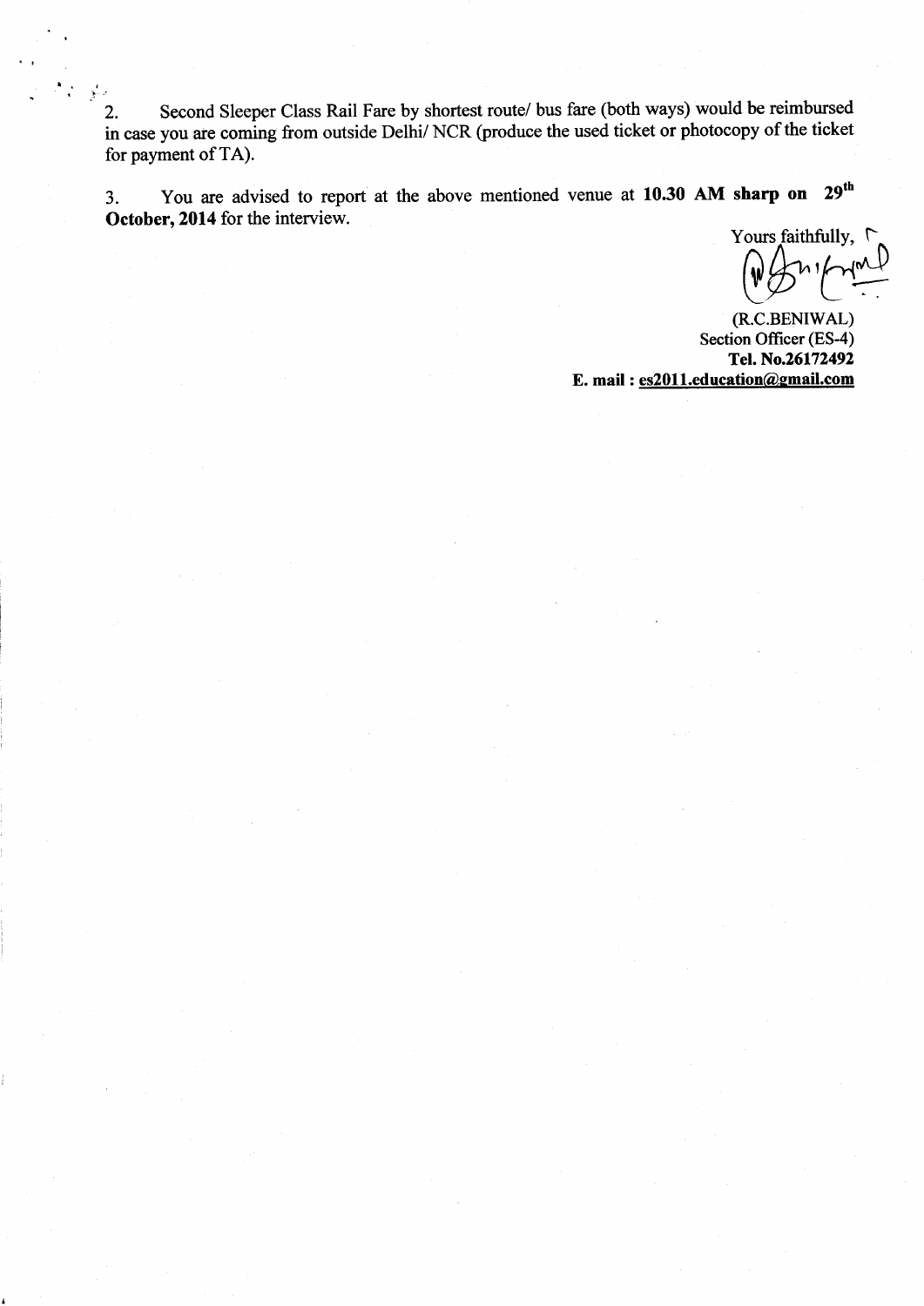2. Second Sleeper Class Rail Fare by shortest route/ bus fare (both ways) would be reimbursed in case you are coming from outside Delhi/ NCR (produce the used ticket or photocopy of the ticket for payment of TA).

3. You are advised to report at the above mentioned venue at **10.30 AM sharp on 29th October, 2014** for the interview.

Yours faithfully,

(R.C.BENIWAL)
Section Officer (ES-4)
**Tel. No.26172492**
**E. mail : es2011.education@gmail.com**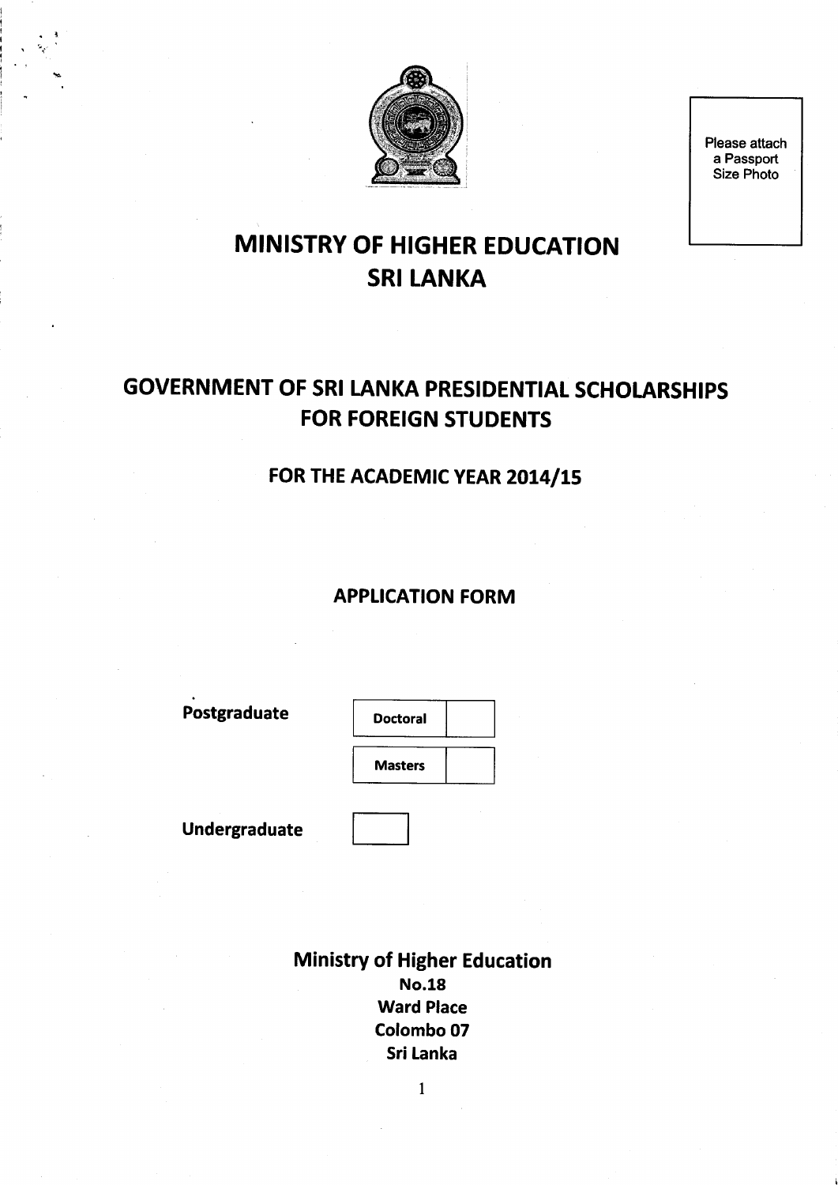Please attach a Passport Size Photo

# MINISTRY OF HIGHER EDUCATION
# SRI LANKA

## GOVERNMENT OF SRI LANKA PRESIDENTIAL SCHOLARSHIPS FOR FOREIGN STUDENTS

### FOR THE ACADEMIC YEAR 2014/15

### APPLICATION FORM

**Postgraduate**

| **Doctoral** | |
|---|---|
| **Masters** | |

**Undergraduate** [ ]

**Ministry of Higher Education**
**No.18**
**Ward Place**
**Colombo 07**
**Sri Lanka**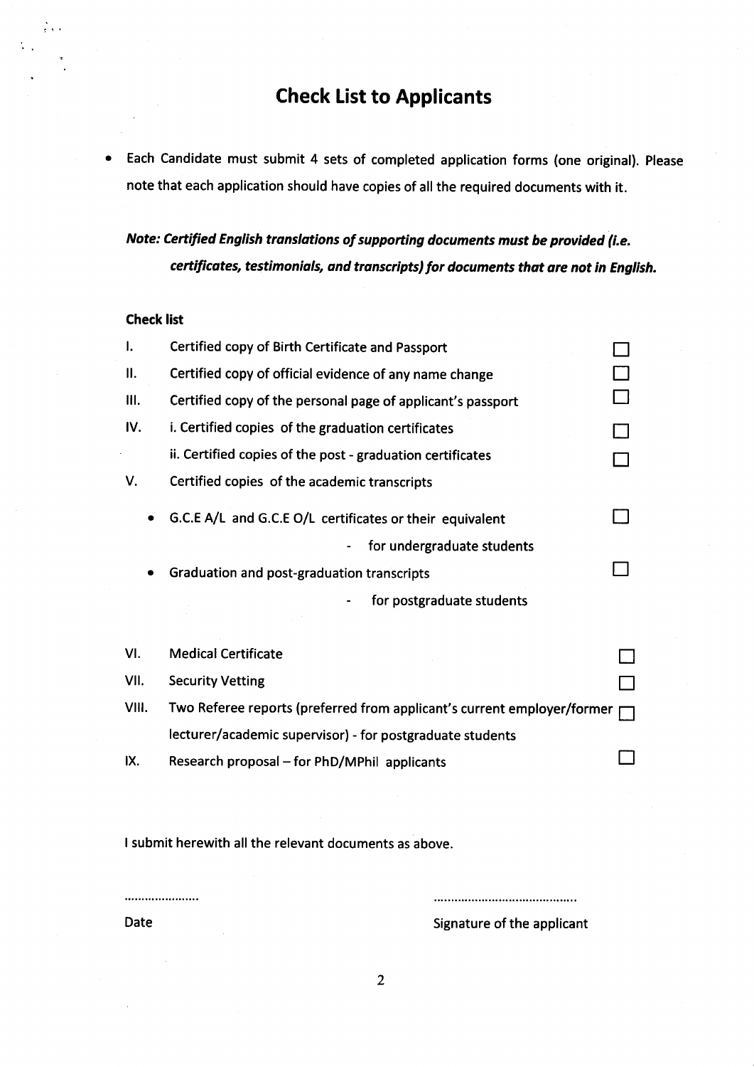# Check List to Applicants

- Each Candidate must submit 4 sets of completed application forms (one original). Please note that each application should have copies of all the required documents with it.

***Note: Certified English translations of supporting documents must be provided (i.e. certificates, testimonials, and transcripts) for documents that are not in English.***

**Check list**

I. Certified copy of Birth Certificate and Passport ☐

II. Certified copy of official evidence of any name change ☐

III. Certified copy of the personal page of applicant's passport ☐

IV. i. Certified copies of the graduation certificates ☐

ii. Certified copies of the post - graduation certificates ☐

V. Certified copies of the academic transcripts

- G.C.E A/L and G.C.E O/L certificates or their equivalent ☐
  - for undergraduate students
- Graduation and post-graduation transcripts ☐
  - for postgraduate students

VI. Medical Certificate ☐

VII. Security Vetting ☐

VIII. Two Referee reports (preferred from applicant's current employer/former lecturer/academic supervisor) - for postgraduate students ☐

IX. Research proposal – for PhD/MPhil applicants ☐

I submit herewith all the relevant documents as above.

.....................

Date

.........................................

Signature of the applicant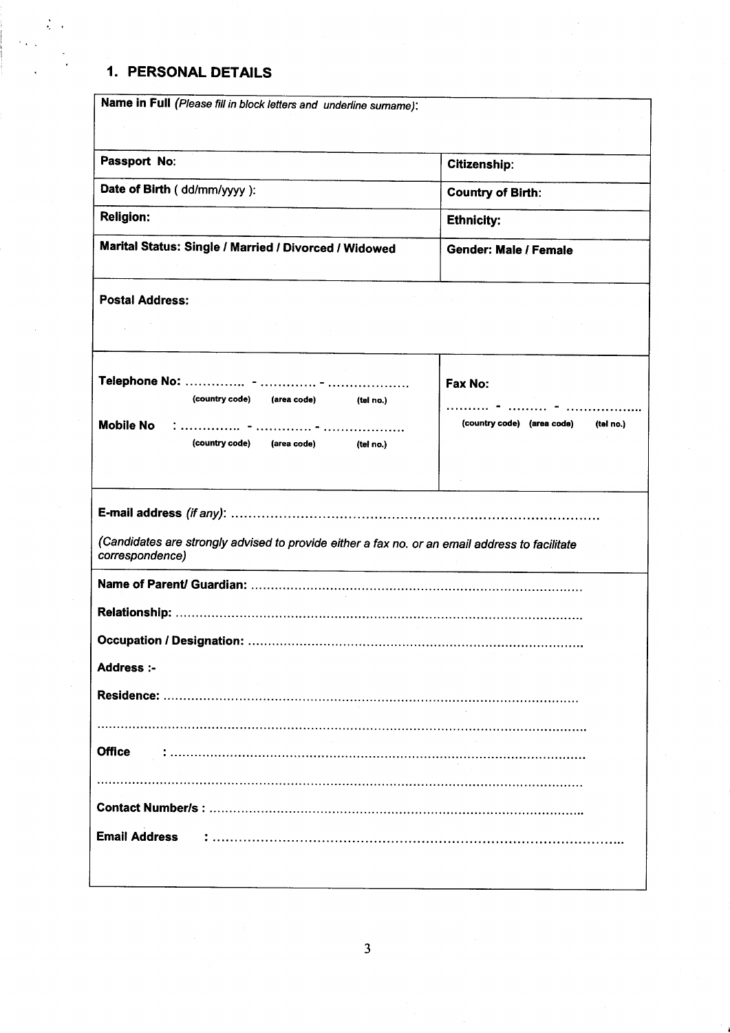## 1. PERSONAL DETAILS

| **Name in Full** *(Please fill in block letters and underline surname)*: | |
|---|---|
| **Passport No**: | **Citizenship**: |
| **Date of Birth** ( dd/mm/yyyy ): | **Country of Birth:** |
| **Religion:** | **Ethnicity:** |
| **Marital Status: Single / Married / Divorced / Widowed** | **Gender: Male / Female** |
| **Postal Address:** | |
| **Telephone No:** ………….. - …………. - ………………. (country code) (area code) (tel no.) <br> **Mobile No** : ………….. - …………. - ………………. (country code) (area code) (tel no.) | **Fax No:** <br> ……… - ……… - …………….. (country code) (area code) (tel no.) |
| **E-mail address** *(if any)*: ………………………………………………………………………… <br> *(Candidates are strongly advised to provide either a fax no. or an email address to facilitate correspondence)* | |
| **Name of Parent/ Guardian:** ……………………………………………………………………… <br> **Relationship:** ……………………………………………………………………………………… <br> **Occupation / Designation:** ……………………………………………………………………… <br> **Address :-** <br> **Residence:** ………………………………………………………………………………………… <br> ………………………………………………………………………………………………………… <br> **Office** : ………………………………………………………………………………………… <br> ………………………………………………………………………………………………………… <br> **Contact Number/s :** ………………………………………………………………………………… <br> **Email Address** : ………………………………………………………………………………… | |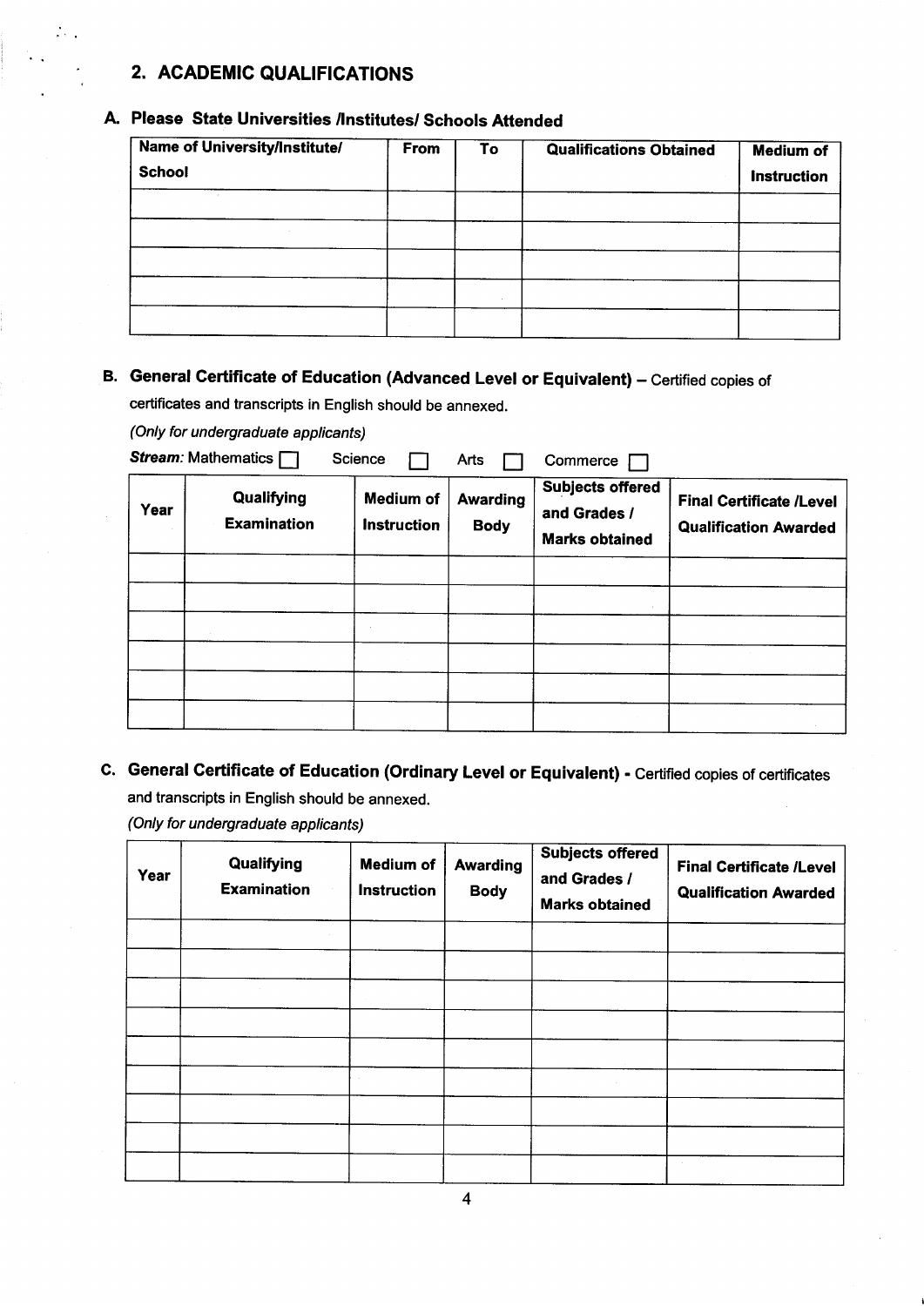## 2. ACADEMIC QUALIFICATIONS

### A. Please State Universities /Institutes/ Schools Attended

| Name of University/Institute/ School | From | To | Qualifications Obtained | Medium of Instruction |
|---|---|---|---|---|
| | | | | |
| | | | | |
| | | | | |
| | | | | |
| | | | | |

### B. General Certificate of Education (Advanced Level or Equivalent) – Certified copies of certificates and transcripts in English should be annexed.

*(Only for undergraduate applicants)*

***Stream:*** Mathematics ☐ Science ☐ Arts ☐ Commerce ☐

| Year | Qualifying Examination | Medium of Instruction | Awarding Body | Subjects offered and Grades / Marks obtained | Final Certificate /Level Qualification Awarded |
|---|---|---|---|---|---|
| | | | | | |
| | | | | | |
| | | | | | |
| | | | | | |
| | | | | | |
| | | | | | |

### C. General Certificate of Education (Ordinary Level or Equivalent) - Certified copies of certificates and transcripts in English should be annexed.

*(Only for undergraduate applicants)*

| Year | Qualifying Examination | Medium of Instruction | Awarding Body | Subjects offered and Grades / Marks obtained | Final Certificate /Level Qualification Awarded |
|---|---|---|---|---|---|
| | | | | | |
| | | | | | |
| | | | | | |
| | | | | | |
| | | | | | |
| | | | | | |
| | | | | | |
| | | | | | |
| | | | | | |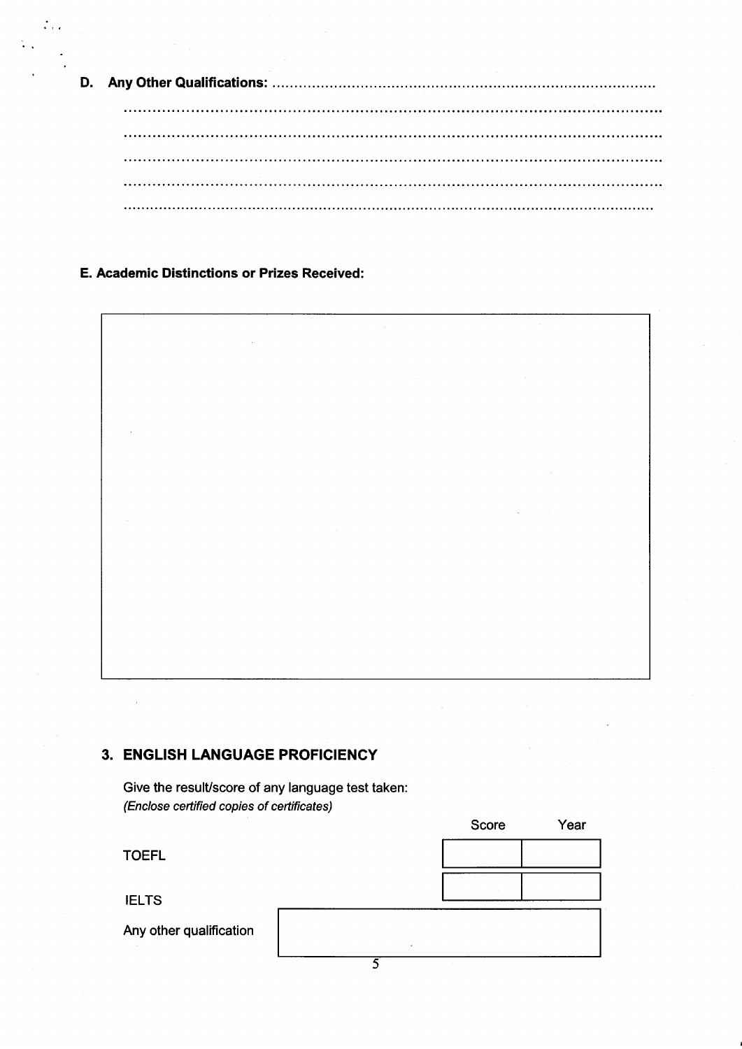**D. Any Other Qualifications:** ..............................................................................

.....................................................................................................................

.....................................................................................................................

.....................................................................................................................

.....................................................................................................................

.....................................................................................................................

**E. Academic Distinctions or Prizes Received:**

## 3. ENGLISH LANGUAGE PROFICIENCY

Give the result/score of any language test taken:
*(Enclose certified copies of certificates)*

| | Score | Year |
|---|---|---|
| TOEFL | | |
| IELTS | | |

Any other qualification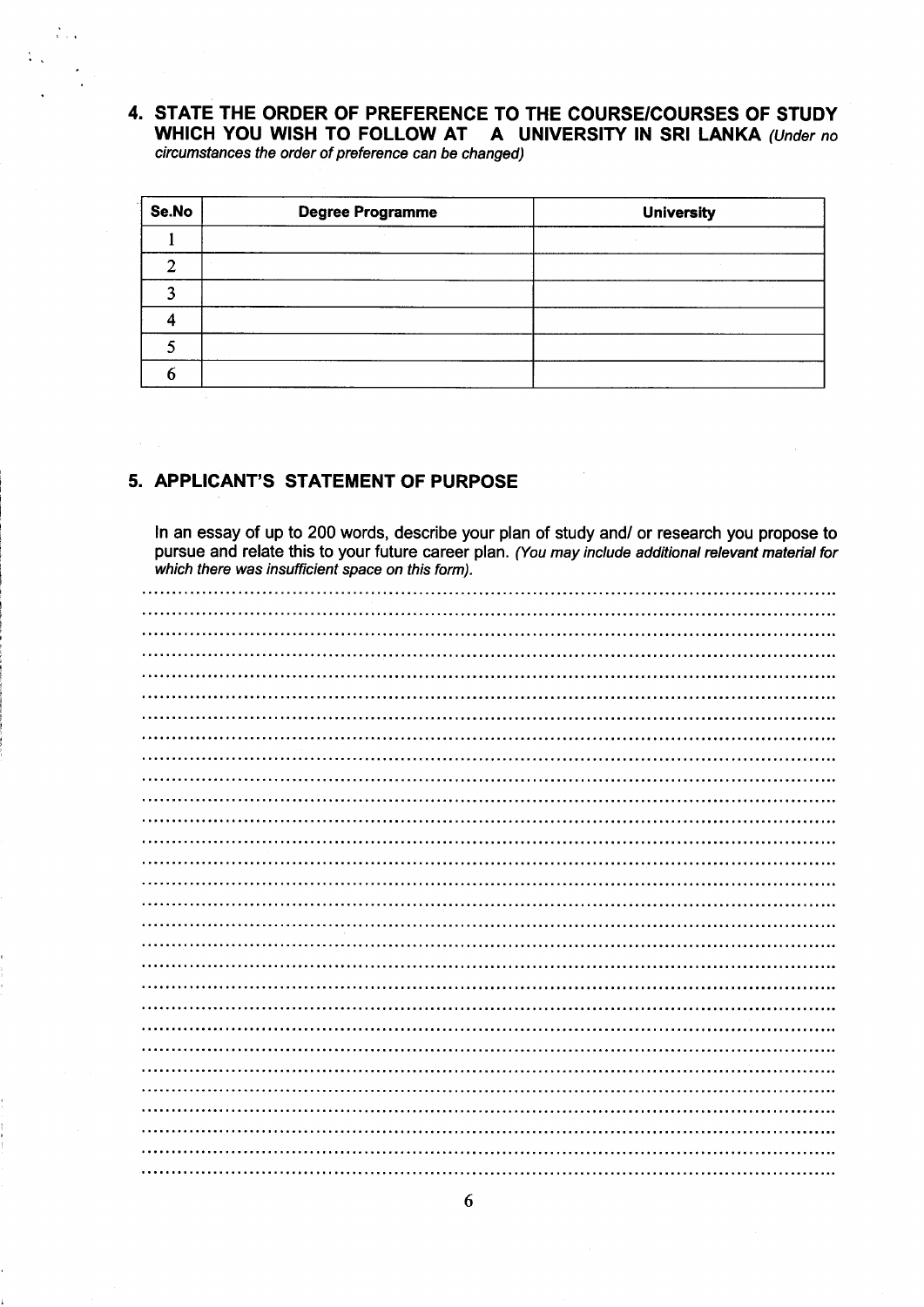## 4. STATE THE ORDER OF PREFERENCE TO THE COURSE/COURSES OF STUDY WHICH YOU WISH TO FOLLOW AT A UNIVERSITY IN SRI LANKA *(Under no circumstances the order of preference can be changed)*

| Se.No | Degree Programme | University |
|---|---|---|
| 1 | | |
| 2 | | |
| 3 | | |
| 4 | | |
| 5 | | |
| 6 | | |

## 5. APPLICANT'S STATEMENT OF PURPOSE

In an essay of up to 200 words, describe your plan of study and/ or research you propose to pursue and relate this to your future career plan. *(You may include additional relevant material for which there was insufficient space on this form).*

..............................................................................................................................

..............................................................................................................................

..............................................................................................................................

..............................................................................................................................

..............................................................................................................................

..............................................................................................................................

..............................................................................................................................

..............................................................................................................................

..............................................................................................................................

..............................................................................................................................

..............................................................................................................................

..............................................................................................................................

..............................................................................................................................

..............................................................................................................................

..............................................................................................................................

..............................................................................................................................

..............................................................................................................................

..............................................................................................................................

..............................................................................................................................

..............................................................................................................................

..............................................................................................................................

..............................................................................................................................

..............................................................................................................................

..............................................................................................................................

..............................................................................................................................

..............................................................................................................................

..............................................................................................................................

..............................................................................................................................

..............................................................................................................................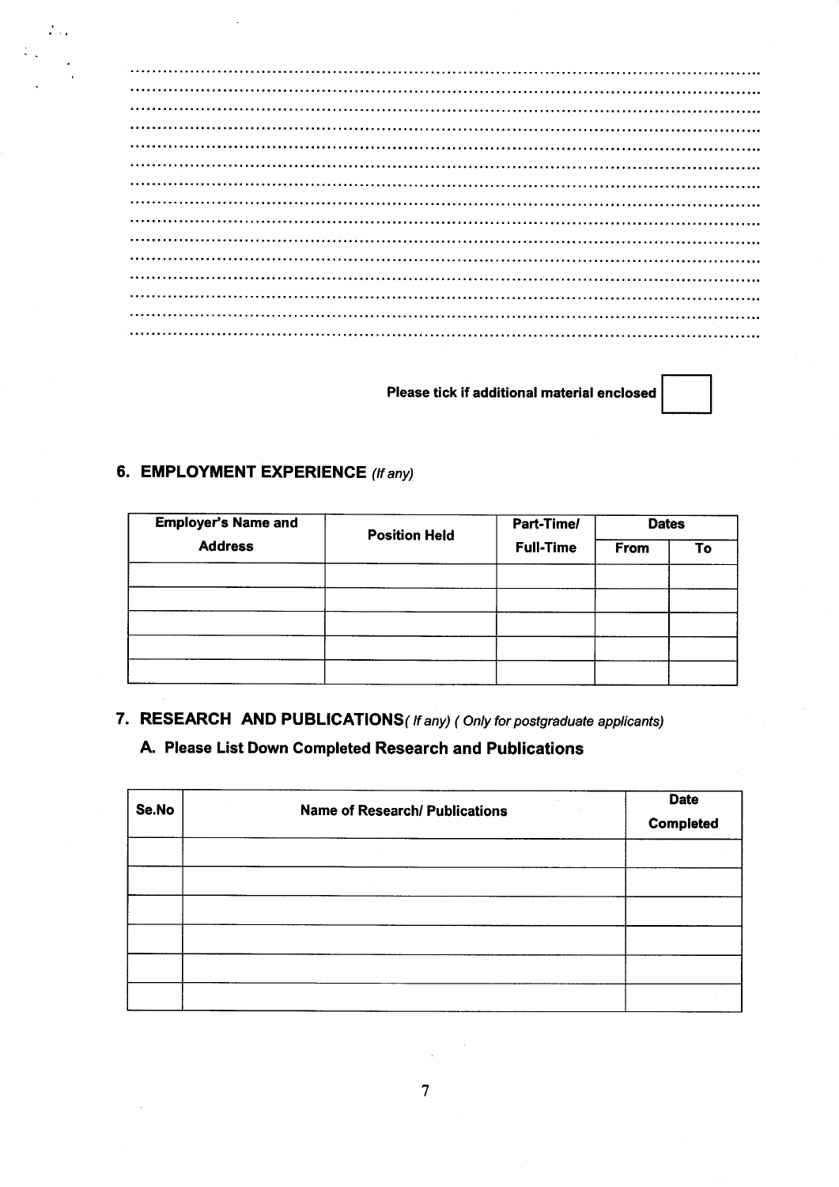............................................................................................................
............................................................................................................
............................................................................................................
............................................................................................................
............................................................................................................
............................................................................................................
............................................................................................................
............................................................................................................
............................................................................................................
............................................................................................................
............................................................................................................
............................................................................................................
............................................................................................................
............................................................................................................
............................................................................................................

**Please tick if additional material enclosed** ☐

## 6. EMPLOYMENT EXPERIENCE *(If any)*

| Employer's Name and Address | Position Held | Part-Time/ Full-Time | Dates | |
|---|---|---|---|---|
| | | | From | To |
| | | | | |
| | | | | |
| | | | | |
| | | | | |
| | | | | |

## 7. RESEARCH AND PUBLICATIONS *( If any) ( Only for postgraduate applicants)*

### A. Please List Down Completed Research and Publications

| Se.No | Name of Research/ Publications | Date Completed |
|---|---|---|
| | | |
| | | |
| | | |
| | | |
| | | |
| | | |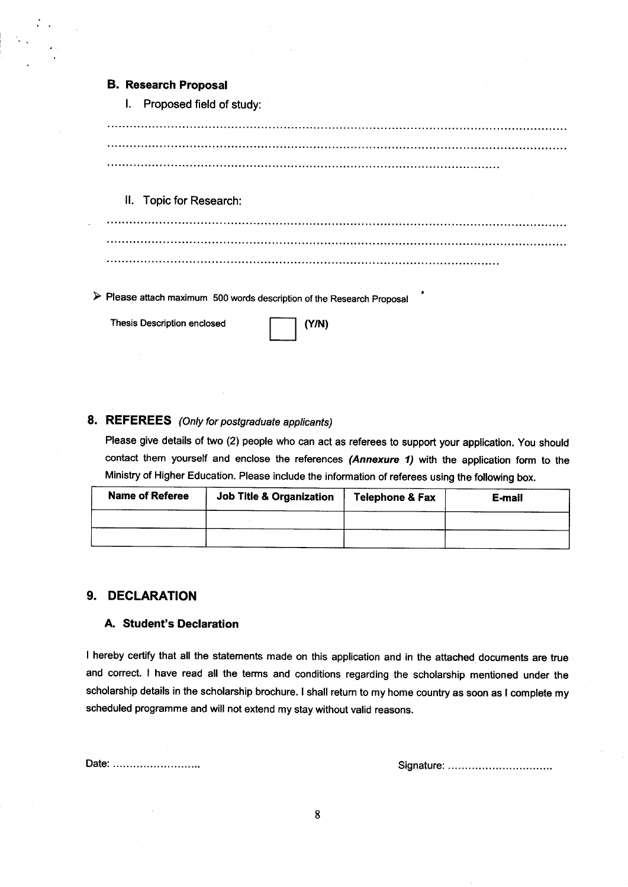### B. Research Proposal

I. Proposed field of study:

..............................................................................................................................

..............................................................................................................................

..............................................................................................................

II. Topic for Research:

..............................................................................................................................

..............................................................................................................................

..............................................................................................................

➢ Please attach maximum 500 words description of the Research Proposal

Thesis Description enclosed ☐ **(Y/N)**

## 8. REFEREES *(Only for postgraduate applicants)*

Please give details of two (2) people who can act as referees to support your application. You should contact them yourself and enclose the references ***(Annexure 1)*** with the application form to the Ministry of Higher Education. Please include the information of referees using the following box.

| Name of Referee | Job Title & Organization | Telephone & Fax | E-mail |
|---|---|---|---|
| | | | |
| | | | |

## 9. DECLARATION

### A. Student's Declaration

I hereby certify that all the statements made on this application and in the attached documents are true and correct. I have read all the terms and conditions regarding the scholarship mentioned under the scholarship details in the scholarship brochure. I shall return to my home country as soon as I complete my scheduled programme and will not extend my stay without valid reasons.

Date: ..........................

Signature: ...............................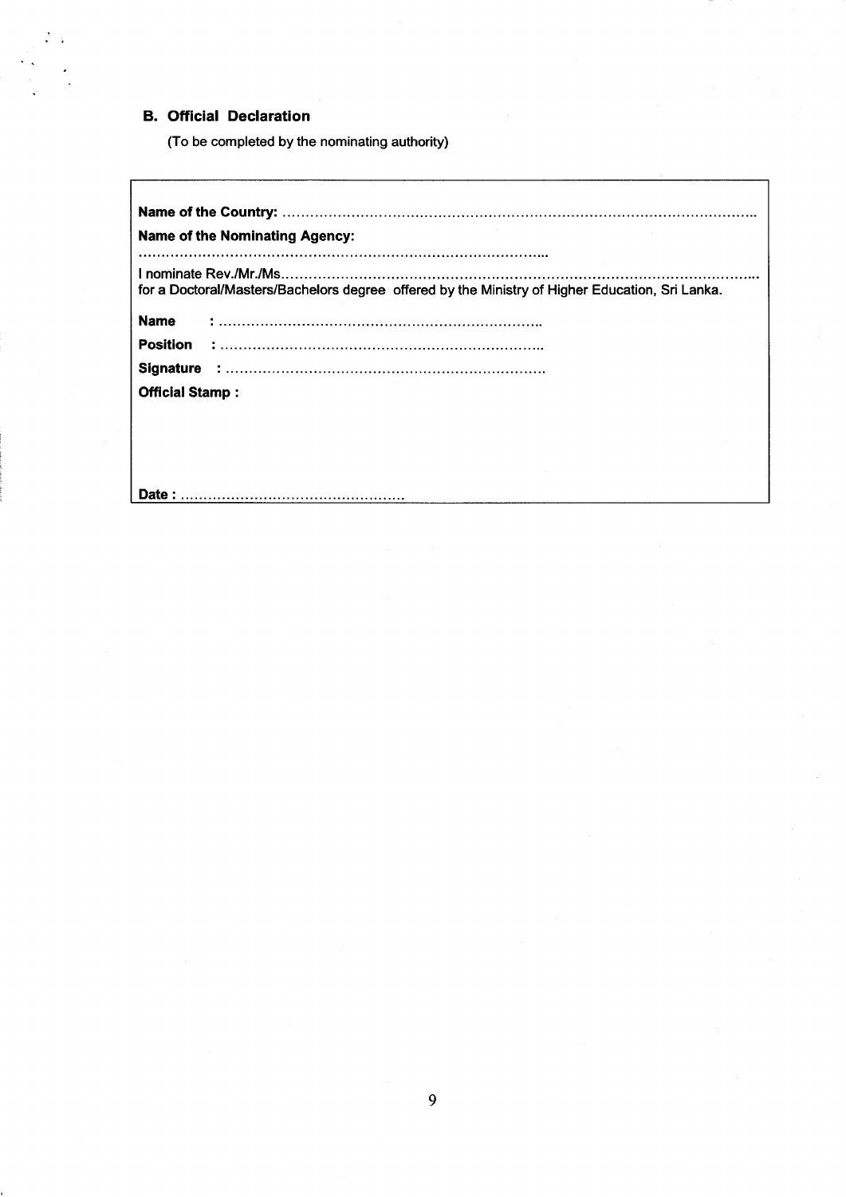### B. Official Declaration

(To be completed by the nominating authority)

**Name of the Country:** ……………………………………………………………………………………………

**Name of the Nominating Agency:**

……………………………………………………………………………………

I nominate Rev./Mr./Ms……………………………………………………………………………………………
for a Doctoral/Masters/Bachelors degree offered by the Ministry of Higher Education, Sri Lanka.

**Name** : ……………………………………………………………………

**Position** : ……………………………………………………………………

**Signature** : ……………………………………………………………………

**Official Stamp :**

**Date :** ………………………………………………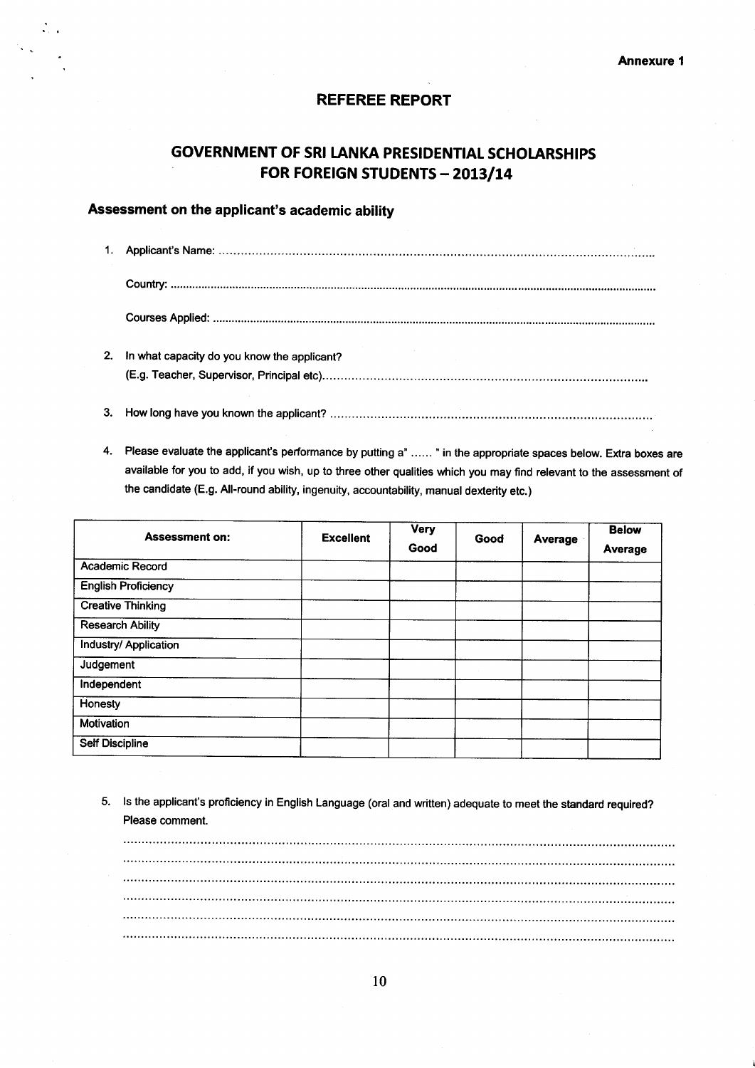**Annexure 1**

## REFEREE REPORT

## GOVERNMENT OF SRI LANKA PRESIDENTIAL SCHOLARSHIPS FOR FOREIGN STUDENTS – 2013/14

### Assessment on the applicant's academic ability

1. Applicant's Name: ..........................................................................................................................

   Country: ..........................................................................................................................

   Courses Applied: ..........................................................................................................................

2. In what capacity do you know the applicant?
   (E.g. Teacher, Supervisor, Principal etc)........................................................................................

3. How long have you known the applicant? ........................................................................................

4. Please evaluate the applicant's performance by putting a" ...... " in the appropriate spaces below. Extra boxes are available for you to add, if you wish, up to three other qualities which you may find relevant to the assessment of the candidate (E.g. All-round ability, ingenuity, accountability, manual dexterity etc.)

| Assessment on: | Excellent | Very Good | Good | Average | Below Average |
|---|---|---|---|---|---|
| Academic Record | | | | | |
| English Proficiency | | | | | |
| Creative Thinking | | | | | |
| Research Ability | | | | | |
| Industry/ Application | | | | | |
| Judgement | | | | | |
| Independent | | | | | |
| Honesty | | | | | |
| Motivation | | | | | |
| Self Discipline | | | | | |

5. Is the applicant's proficiency in English Language (oral and written) adequate to meet the standard required? Please comment.

   ..........................................................................................................................................
   ..........................................................................................................................................
   ..........................................................................................................................................
   ..........................................................................................................................................
   ..........................................................................................................................................
   ..........................................................................................................................................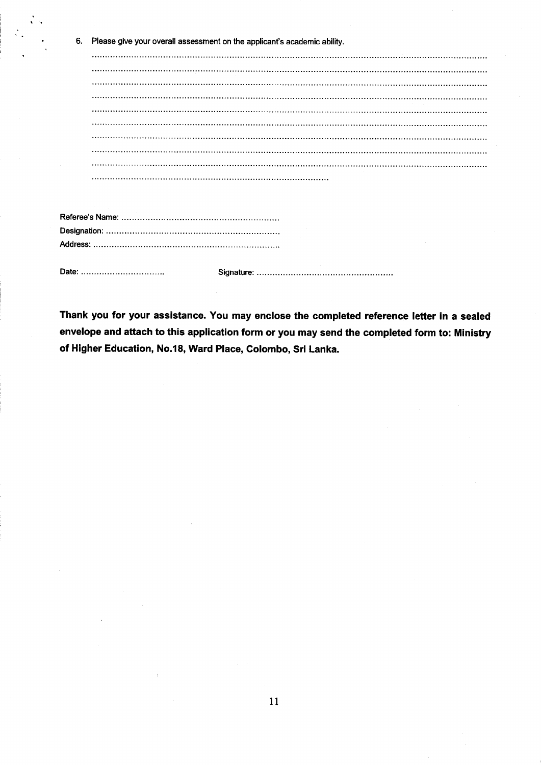6. Please give your overall assessment on the applicant's academic ability.

.....................................................................................................................................................

.....................................................................................................................................................

.....................................................................................................................................................

.....................................................................................................................................................

.....................................................................................................................................................

.....................................................................................................................................................

.....................................................................................................................................................

.....................................................................................................................................................

.....................................................................................................................................................

..........................................................................................

Referee's Name: ............................................................

Designation: ..................................................................

Address: ......................................................................

Date: ...............................        Signature: ....................................................

**Thank you for your assistance. You may enclose the completed reference letter in a sealed envelope and attach to this application form or you may send the completed form to: Ministry of Higher Education, No.18, Ward Place, Colombo, Sri Lanka.**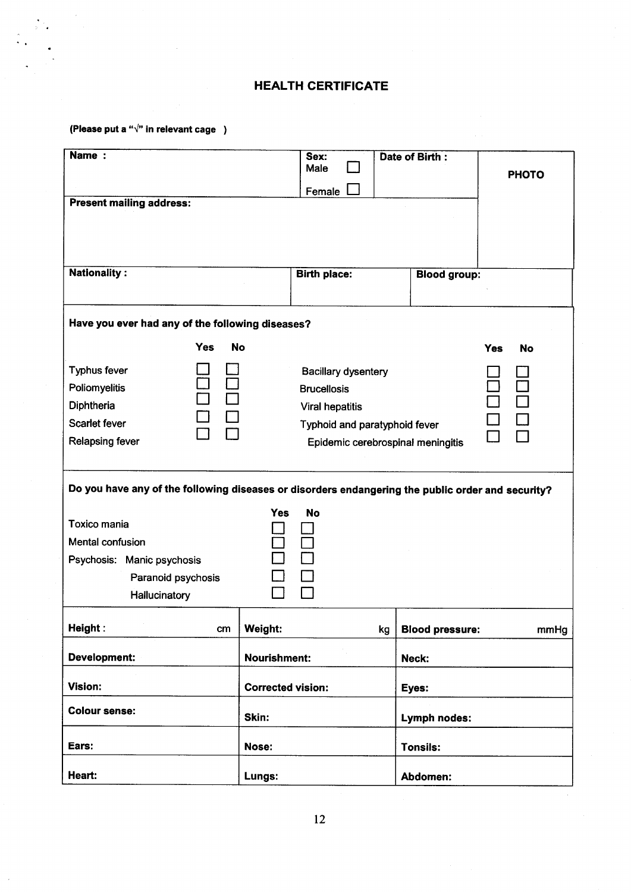# HEALTH CERTIFICATE

**(Please put a "√" in relevant cage )**

| **Name :** | **Sex:** Male ☐ Female ☐ | **Date of Birth :** | **PHOTO** |
|---|---|---|---|
| **Present mailing address:** | | | |
| **Nationality :** | **Birth place:** | **Blood group:** | |

**Have you ever had any of the following diseases?**

| | Yes | No |
|---|---|---|
| Typhus fever | ☐ | ☐ |
| Poliomyelitis | ☐ | ☐ |
| Diphtheria | ☐ | ☐ |
| Scarlet fever | ☐ | ☐ |
| Relapsing fever | ☐ | ☐ |
| Bacillary dysentery | ☐ | ☐ |
| Brucellosis | ☐ | ☐ |
| Viral hepatitis | ☐ | ☐ |
| Typhoid and paratyphoid fever | ☐ | ☐ |
| Epidemic cerebrospinal meningitis | ☐ | ☐ |

**Do you have any of the following diseases or disorders endangering the public order and security?**

| | Yes | No |
|---|---|---|
| Toxico mania | ☐ | ☐ |
| Mental confusion | ☐ | ☐ |
| Psychosis: Manic psychosis | ☐ | ☐ |
| Paranoid psychosis | ☐ | ☐ |
| Hallucinatory | ☐ | ☐ |

| **Height :** cm | **Weight:** kg | **Blood pressure:** mmHg |
|---|---|---|
| **Development:** | **Nourishment:** | **Neck:** |
| **Vision:** | **Corrected vision:** | **Eyes:** |
| **Colour sense:** | **Skin:** | **Lymph nodes:** |
| **Ears:** | **Nose:** | **Tonsils:** |
| **Heart:** | **Lungs:** | **Abdomen:** |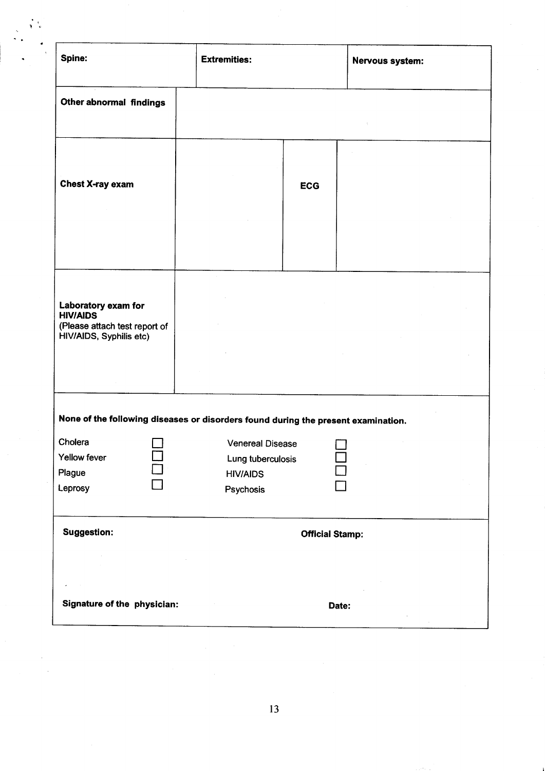| Spine: | Extremities: | Nervous system: |
|---|---|---|
| | | |

| Other abnormal findings | |
|---|---|
| | |

| Chest X-ray exam | | ECG | |
|---|---|---|---|
| | | | |

| Laboratory exam for HIV/AIDS (Please attach test report of HIV/AIDS, Syphilis etc) | |
|---|---|
| | |

**None of the following diseases or disorders found during the present examination.**

| | | | |
|---|---|---|---|
| Cholera | ☐ | Venereal Disease | ☐ |
| Yellow fever | ☐ | Lung tuberculosis | ☐ |
| Plague | ☐ | HIV/AIDS | ☐ |
| Leprosy | ☐ | Psychosis | ☐ |

**Suggestion:**

**Official Stamp:**

**Signature of the physician:**

**Date:**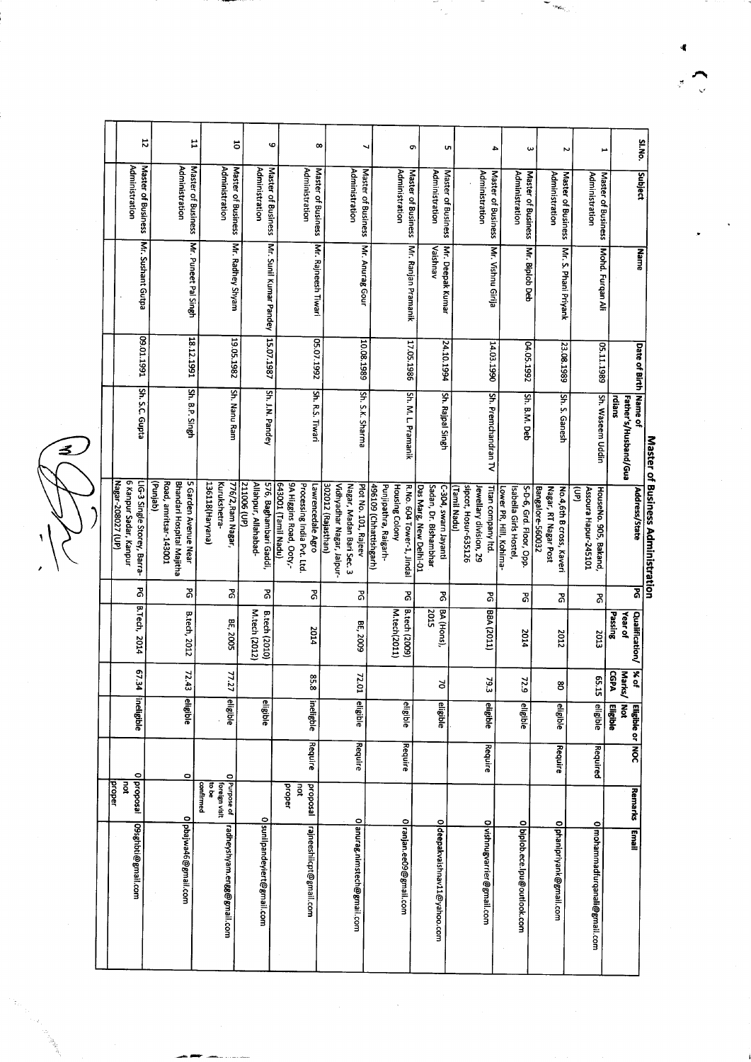# Master of Business Administration

| Sl.No. | Subject | Name | Date of Birth | Name of Father's/Husband/Guardians | Address/State | PG | Qualification/ Year of Passing | % of Marks/ CGPA | Eligible or Not Eligible | NOC | Remarks | Email |
|---|---|---|---|---|---|---|---|---|---|---|---|---|
| 1 | Master of Business Administration | Mohd. Furqan Ali | 05.11.1988 | Sh. Waseem Uddin | HouseNo. 905, Bakand, Assoura Hapur-245101 (UP) | PG | 2013 | 65.15 | eligible | Required | 0 | mohammadfurqanali@gmail.com |
| 2 | Master of Business Administration | Mr. S. Phani Priyank | 23.08.1989 | Sh. S. Ganesh | No.4,6th B cross, Kaveri Nagar, RT Nagar Post Bangalore-560032 | PG | 2012 | 80 | eligible | Require | 0 | phanipriyank@gmail.com |
| 3 | Master of Business Administration | Mr. Biplob Deb | 04.05.1992 | Sh. B.M. Deb | S-D-6, Grd. Floor, Opp. Isabella Girls Hostel, Lower PR, Hill, Kohima- | PG | 2014 | 72.9 | eligible | | 0 | biplob.ece.lpu@outlook.com |
| 4 | Master of Business Administration | Mr. Vishnu Girija | 14.03.1990 | Sh. Premchandran TV | Titan company ltd. Jewellary division, 29 Sipcot, Hosur-635126 (Tamil Nadu) | PG | BBA (2011) | 79.3 | eligible | Require | 0 | vishnugvarrier@gmail.com |
| 5 | Master of Business Administration | Mr. Deepak Kumar Vaishnav | 24.10.1994 | Sh. Rajpal Singh | C-304, swarn Jayanti Sadan, Dr. Bishambhar Das Marg, New Delhi-01 | PG | BA (Hons), 2015 | 70 | eligible | | 0 | deepakvaishnav11@yahoo.com |
| 6 | Master of Business Administration | Mr. Ranjan Pramanik | 17.05.1986 | Sh. M. L Pramanik | R.No. 604 Tower-1, Jindal Housing Colony Punjipathra, Raigarh-496109 (Chhattishgarh) | PG | B.tech (2009) M.tech(2011) | | eligible | Require | 0 | ranjan.ee09@gmail.com |
| 7 | Master of Business Administration | Mr. Anurag Gour | 10.08.1989 | Sh. S.K. Sharma | Plot No. 101, Rajeev Nagar, Madan Bari Sec. 3 Vidhyadhar Nagar, Jaipur-302012 (Rajasthan) | PG | BE, 2009 | 72.01 | eligible | Require | 0 | anurag.nimstech@gmail.com |
| 8 | Master of Business Administration | Mr. Rajneesh Tiwari | 05.07.1992 | Sh. R.S. Tiwari | Lawrencedale Agro Processing India Pvt. Ltd. 9A Higgins Road, Ooty-643001 (Tamil Nadu) | PG | 2014 | 85.8 | ineligible | Require | proposal not proper | rajneeshiicpt@gmail.com |
| 9 | Master of Business Administration | Mr. Sunil Kumar Pandey | 15.07.1987 | Sh. J.N. Pandey | 576, Baghambari Gaddi, Allahpur, Allahabad-211006 (UP) | PG | B.tech (2010) M.tech (2012) | | eligible | | 0 | sunilpandeyiert@gmail.com |
| 10 | Master of Business Administration | Mr. Radhey Shyam | 19.05.1982 | Sh. Nanu Ram | 776/2,Ram Nagar, Kurukshetra-136118(Haryana) | PG | BE, 2005 | 77.27 | eligible | | 0 Purpose of foreign visit to be confirmed | radheyshyam.engg@gmail.com |
| 11 | Master of Business Administration | Mr. Puneet Pal Singh | 18.12.1991 | Sh. B.P. Singh | 5 Garden Avenue Near Bhandari Hospital Majitha Road, amritsar-143001 (Punjab) | PG | B.tech, 2012 | 72.43 | eligible | | 0 | pbajwa46@gmail.com |
| 12 | Master of Business Administration | Mr. Sushant Gutpa | 09.01.1991 | Sh. S.C. Gupta | LIG-3 Single Storey, Barra-6 Kanpur Sadar, Kanpur Nagar-208027 (UP) | PG | B.Tech, 2014 | 67.34 | ineligible | | 0 proposal not proper | 09sgbti@gmail.com |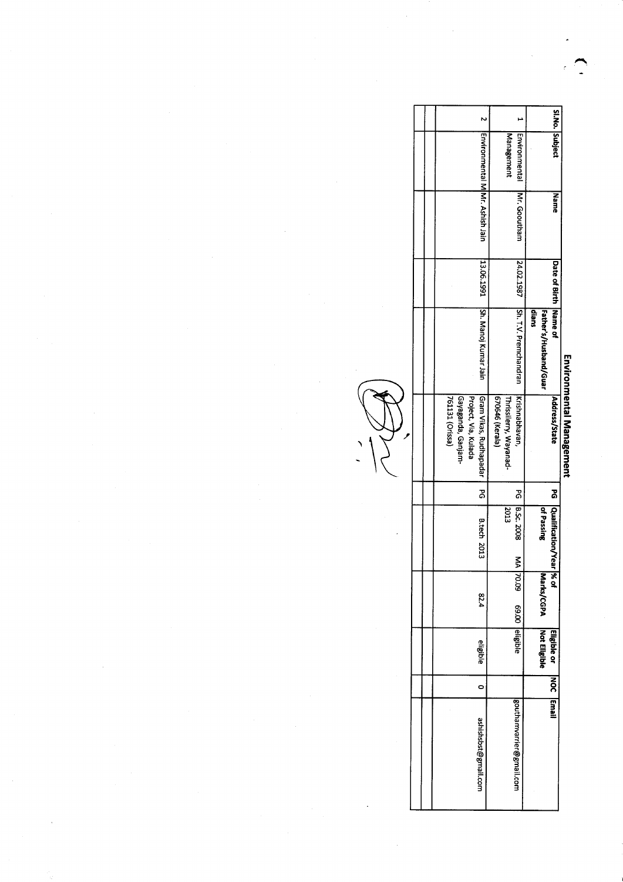# Environmental Management

| Sl.No. | Subject | Name | Date of Birth | Name of Father's/Husband/Guardians | Address/State | PG | Qualification/Year of Passing | % of Marks/CGPA | Eligible or Not Eligible | NOC | Email |
|---|---|---|---|---|---|---|---|---|---|---|---|
| 1 | Environmental Management | Mr. Goouthan | 24.02.1987 | Sh. T.V. Premchandran | Krishnabhavan, Thrissilerry, Wayanad-670646 (Kerala) | PG | B.Sc. 2008 MA 2013 | 70.09 69.00 | eligible | | gouthamvarrier@gmail.com |
| 2 | Environmental M | Mr. Ashish Jain | 13.06.1991 | Sh. Manoj Kumar Jain | Gram Vikas, Rudhapadar Project, Via, Kulada Gayaganda, Ganjam-761131 (Orissa) | PG | B.tech 2013 | 82.4 | eligible | 0 | ashishbst@gmail.com |
| | | | | | | | | | | | |
| | | | | | | | | | | | |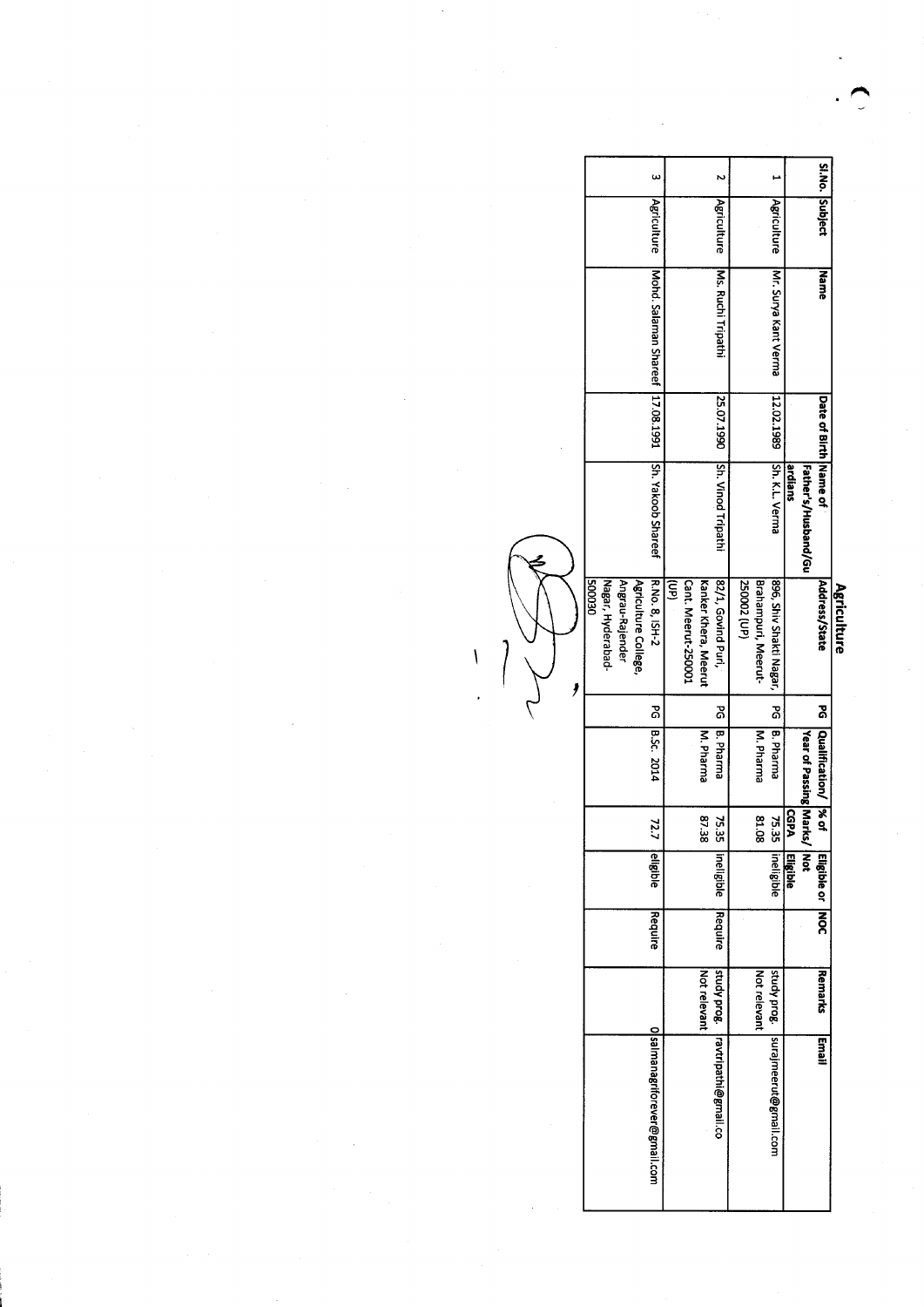## Agriculture

| Sl.No. | Subject | Name | Date of Birth | Name of Father's/Husband/Guardians | Address/State | PG | Qualification/ Year of Passing | % of Marks/ CGPA | Eligible or Not Eligible | NOC | Remarks | Email |
|---|---|---|---|---|---|---|---|---|---|---|---|---|
| 1 | Agriculture | Mr. Surya Kant Verma | 12.02.1989 | Sh. K.L. Verma | 896, Shiv Shakti Nagar, Brahampuri, Meerut-250002 (UP) | PG | B. Pharma<br>M. Pharma | 75.35<br>81.08 | ineligible | | study prog. Not relevant | surajmeerut@gmail.com |
| 2 | Agriculture | Ms. Ruchi Tripathi | 25.07.1990 | Sh. Vinod Tripathi | 82/1, Govind Puri, Kanker Khera, Meerut Cant. Meerut-250001 (UP) | PG | B. Pharma<br>M. Pharma | 75.35<br>87.38 | ineligible | Require | study prog. Not relevant | ravtripathi@gmail.co |
| 3 | Agriculture | Mohd. Salaman Shareef | 17.08.1991 | Sh. Yakoob Shareef | R.No. 8, JSH-2 Agriculture College, Angrau-Rajender Nagar, Hyderabad-500030 | PG | B.Sc. 2014 | 72.7 | eligible | Require | 0 | salmanagriforever@gmail.com |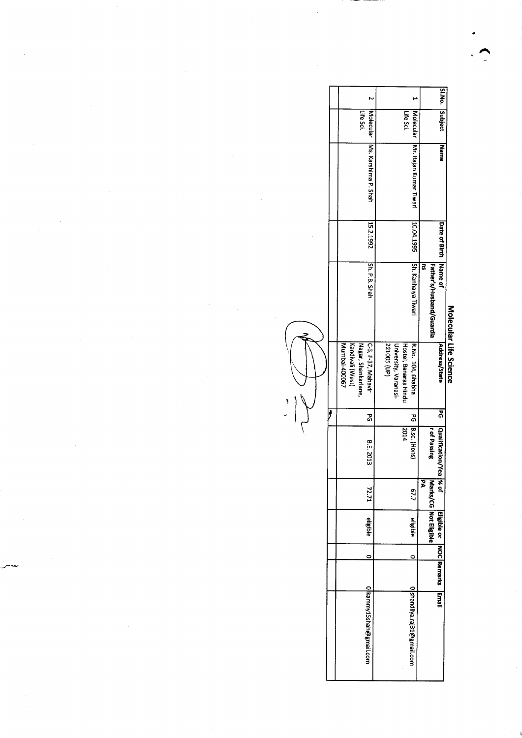# Molecular Life Science

| Sl.No. | Subject | Name | Date of Birth | Name of Father's/Husband/Guardians | Address/State | PG | Qualification/Year of Passing | % of Marks/CGPA | Eligible or Not Eligible | NOC | Remarks | Email |
|---|---|---|---|---|---|---|---|---|---|---|---|---|
| 1 | Molecular Life Sci. | Mr. Rajan Kumar Tiwari | 10.04.1995 | Sh. Kanhaiya Tiwari | R.No. 104, Bhabha Hostel, Banaras Hindu University, Varanasi-221005 (UP) | PG | B.Sc. (Hons) 2014 | 67.7 | eligible | 0 | 0 | shandilya.raj31@gmail.com |
| 2 | Molecular Life Sci. | Ms. Karshima P. Shah | 15.2.1992 | Sh. P.B. Shah | C-3, F-37, Mahavir Nagar, Shankarlane, Kandivali (West) Mumbai-400067 | PG | B.E. 2013 | 72.71 | eligible | 0 | 0 | kammy15shah@gmail.com |